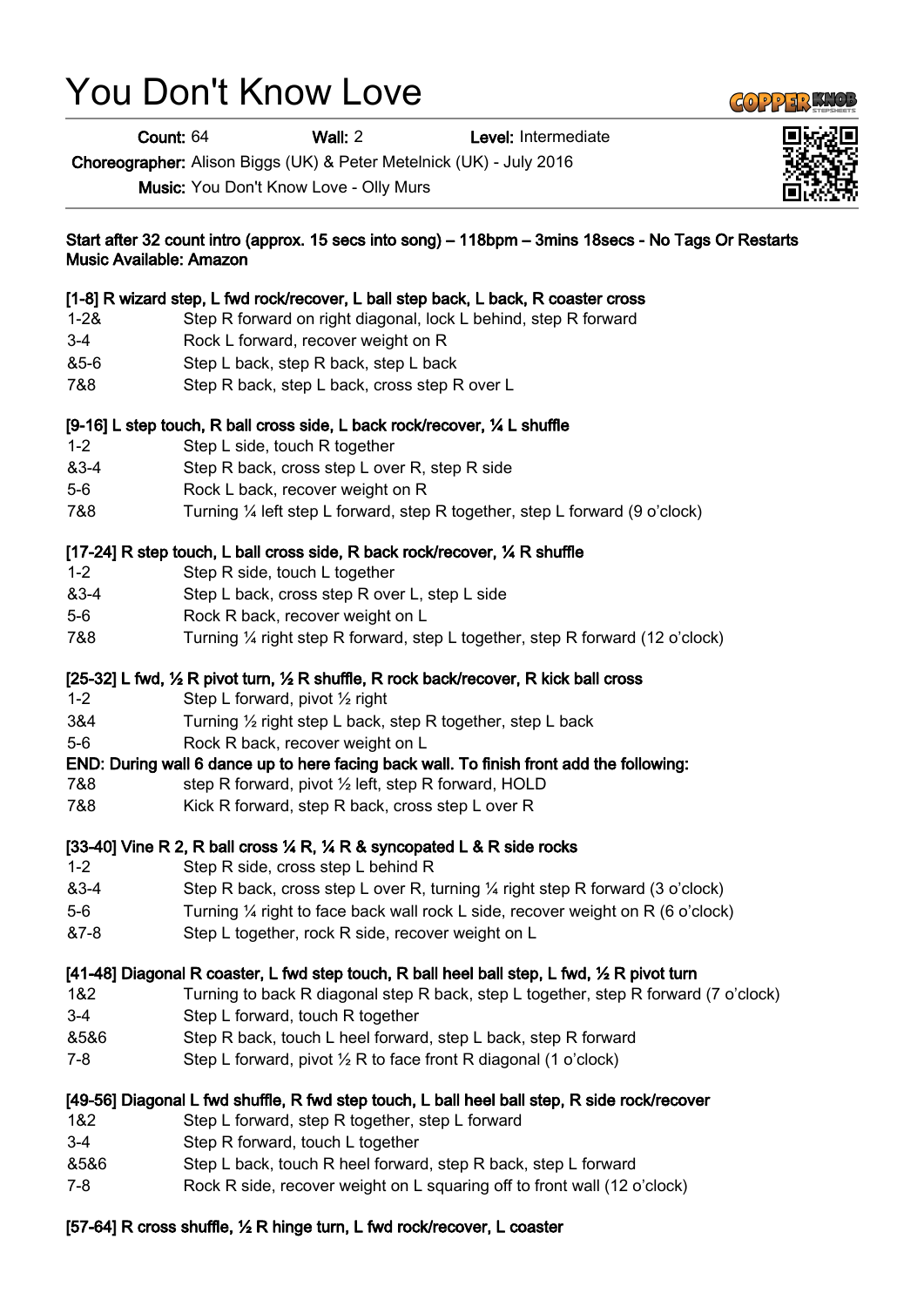# You Don't Know Love

**Count:** 64 **Wall:** 2 **Level:** Intermediate

**Choreographer:** Alison Biggs (UK) & Peter Metelnick (UK) - July 2016

**Music:** You Don't Know Love - Olly Murs

**Start after 32 count intro (approx. 15 secs into song) – 118bpm – 3mins 18secs - No Tags Or Restarts**
**Music Available: Amazon**

**[1-8] R wizard step, L fwd rock/recover, L ball step back, L back, R coaster cross**

| | |
|---|---|
| 1-2& | Step R forward on right diagonal, lock L behind, step R forward |
| 3-4 | Rock L forward, recover weight on R |
| &5-6 | Step L back, step R back, step L back |
| 7&8 | Step R back, step L back, cross step R over L |

**[9-16] L step touch, R ball cross side, L back rock/recover, ¼ L shuffle**

| | |
|---|---|
| 1-2 | Step L side, touch R together |
| &3-4 | Step R back, cross step L over R, step R side |
| 5-6 | Rock L back, recover weight on R |
| 7&8 | Turning ¼ left step L forward, step R together, step L forward (9 o'clock) |

**[17-24] R step touch, L ball cross side, R back rock/recover, ¼ R shuffle**

| | |
|---|---|
| 1-2 | Step R side, touch L together |
| &3-4 | Step L back, cross step R over L, step L side |
| 5-6 | Rock R back, recover weight on L |
| 7&8 | Turning ¼ right step R forward, step L together, step R forward (12 o'clock) |

**[25-32] L fwd, ½ R pivot turn, ½ R shuffle, R rock back/recover, R kick ball cross**

| | |
|---|---|
| 1-2 | Step L forward, pivot ½ right |
| 3&4 | Turning ½ right step L back, step R together, step L back |
| 5-6 | Rock R back, recover weight on L |

**END: During wall 6 dance up to here facing back wall. To finish front add the following:**

| | |
|---|---|
| 7&8 | step R forward, pivot ½ left, step R forward, HOLD |
| 7&8 | Kick R forward, step R back, cross step L over R |

**[33-40] Vine R 2, R ball cross ¼ R, ¼ R & syncopated L & R side rocks**

| | |
|---|---|
| 1-2 | Step R side, cross step L behind R |
| &3-4 | Step R back, cross step L over R, turning ¼ right step R forward (3 o'clock) |
| 5-6 | Turning ¼ right to face back wall rock L side, recover weight on R (6 o'clock) |
| &7-8 | Step L together, rock R side, recover weight on L |

**[41-48] Diagonal R coaster, L fwd step touch, R ball heel ball step, L fwd, ½ R pivot turn**

| | |
|---|---|
| 1&2 | Turning to back R diagonal step R back, step L together, step R forward (7 o'clock) |
| 3-4 | Step L forward, touch R together |
| &5&6 | Step R back, touch L heel forward, step L back, step R forward |
| 7-8 | Step L forward, pivot ½ R to face front R diagonal (1 o'clock) |

**[49-56] Diagonal L fwd shuffle, R fwd step touch, L ball heel ball step, R side rock/recover**

| | |
|---|---|
| 1&2 | Step L forward, step R together, step L forward |
| 3-4 | Step R forward, touch L together |
| &5&6 | Step L back, touch R heel forward, step R back, step L forward |
| 7-8 | Rock R side, recover weight on L squaring off to front wall (12 o'clock) |

**[57-64] R cross shuffle, ½ R hinge turn, L fwd rock/recover, L coaster**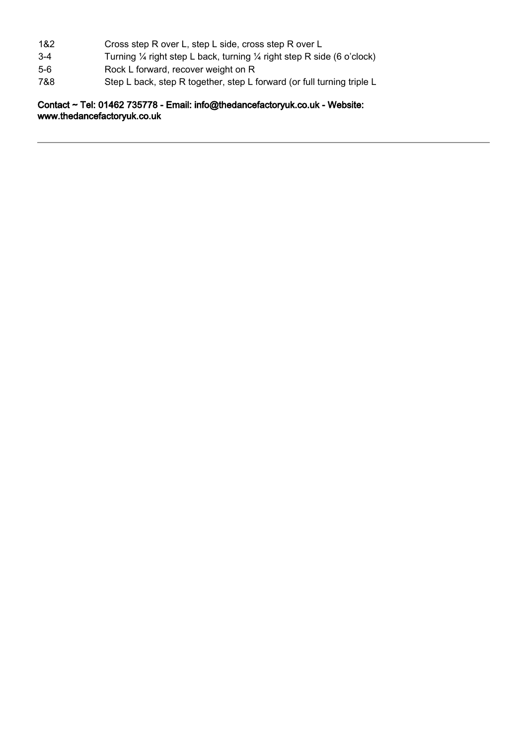| | |
|---|---|
| 1&2 | Cross step R over L, step L side, cross step R over L |
| 3-4 | Turning ¼ right step L back, turning ¼ right step R side (6 o'clock) |
| 5-6 | Rock L forward, recover weight on R |
| 7&8 | Step L back, step R together, step L forward (or full turning triple L |

**Contact ~ Tel: 01462 735778 - Email: info@thedancefactoryuk.co.uk - Website: www.thedancefactoryuk.co.uk**

---